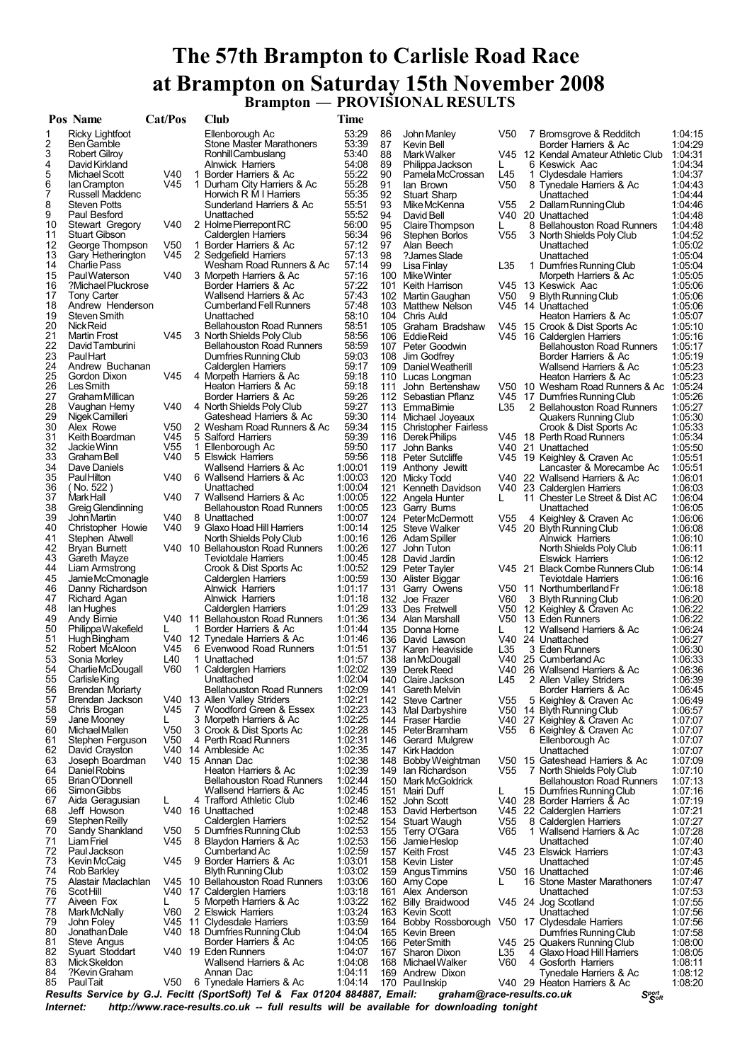# The 57th Brampton to Carlisle Road Race at Brampton on Saturday 15th November 2008

## Brampton — PROVISIONAL RESULTS

| Pos | Name | Cat | Cat Pos | Club | Time |
|---|---|---|---|---|---|
| 1 | Ricky Lightfoot | | | Ellenborough Ac | 53:29 |
| 2 | Ben Gamble | | | Stone Master Marathoners | 53:39 |
| 3 | Robert Gilroy | | | Ronhill Cambuslang | 53:40 |
| 4 | David Kirkland | | | Alnwick Harriers | 54:08 |
| 5 | Michael Scott | V40 | 1 | Border Harriers & Ac | 55:22 |
| 6 | Ian Crampton | V45 | 1 | Durham City Harriers & Ac | 55:28 |
| 7 | Russell Maddenc | | | Howich R M I Harriers | 55:35 |
| 8 | Steven Potts | | | Sunderland Harriers & Ac | 55:51 |
| 9 | Paul Besford | | | Unattached | 55:52 |
| 10 | Stewart Gregory | V40 | 2 | Holme Pierrepont RC | 56:00 |
| 11 | Stuart Gibson | | | Calderglen Harriers | 56:34 |
| 12 | George Thompson | V50 | 1 | Border Harriers & Ac | 57:12 |
| 13 | Gary Hetherington | V45 | 2 | Sedgefield Harriers | 57:13 |
| 14 | Charlie Pass | | | Wesham Road Runners & Ac | 57:14 |
| 15 | Paul Waterson | V40 | 3 | Morpeth Harriers & Ac | 57:16 |
| 16 | ?Michael Pluckrose | | | Border Harriers & Ac | 57:22 |
| 17 | Tony Carter | | | Wallsend Harriers & Ac | 57:43 |
| 18 | Andrew Henderson | | | Cumberland Fell Runners | 57:48 |
| 19 | Steven Smith | | | Unattached | 58:10 |
| 20 | Nick Reid | | | Bellahouston Road Runners | 58:51 |
| 21 | Martin Frost | V45 | 3 | North Shields Poly Club | 58:56 |
| 22 | David Tamburini | | | Bellahouston Road Runners | 58:59 |
| 23 | Paul Hart | | | Dumfries Running Club | 59:03 |
| 24 | Andrew Buchanan | | | Calderglen Harriers | 59:17 |
| 25 | Gordon Dixon | V45 | 4 | Morpeth Harriers & Ac | 59:18 |
| 26 | Les Smith | | | Heaton Harriers & Ac | 59:18 |
| 27 | Graham Millican | | | Border Harriers & Ac | 59:26 |
| 28 | Vaughan Hemy | V40 | 4 | North Shields Poly Club | 59:27 |
| 29 | Nigek Camilleri | | | Gateshead Harriers & Ac | 59:30 |
| 30 | Alex Rowe | V50 | 2 | Wesham Road Runners & Ac | 59:34 |
| 31 | Keith Boardman | V45 | 5 | Salford Harriers | 59:39 |
| 32 | Jackie Winn | V55 | 1 | Ellenborough Ac | 59:50 |
| 33 | Graham Bell | V40 | 5 | Elswick Harriers | 59:56 |
| 34 | Dave Daniels | | | Wallsend Harriers & Ac | 1:00:01 |
| 35 | Paul Hilton | V40 | 6 | Wallsend Harriers & Ac | 1:00:03 |
| 36 | ( No. 522 ) | | | Unattached | 1:00:04 |
| 37 | Mark Hall | V40 | 7 | Wallsend Harriers & Ac | 1:00:05 |
| 38 | Greig Glendinning | | | Bellahouston Road Runners | 1:00:05 |
| 39 | John Martin | V40 | 8 | Unattached | 1:00:07 |
| 40 | Christopher Howie | V40 | 9 | Glaxo Hoad Hill Harriers | 1:00:14 |
| 41 | Stephen Atwell | | | North Shields Poly Club | 1:00:16 |
| 42 | Bryan Burnett | V40 | 10 | Bellahouston Road Runners | 1:00:26 |
| 43 | Gareth Mayze | | | Teviotdale Harriers | 1:00:45 |
| 44 | Liam Armstrong | | | Crook & Dist Sports Ac | 1:00:52 |
| 45 | Jamie McCmonagle | | | Calderglen Harriers | 1:00:59 |
| 46 | Danny Richardson | | | Alnwick Harriers | 1:01:17 |
| 47 | Richard Agan | | | Alnwick Harriers | 1:01:18 |
| 48 | Ian Hughes | | | Calderglen Harriers | 1:01:29 |
| 49 | Andy Birnie | V40 | 11 | Bellahouston Road Runners | 1:01:36 |
| 50 | Philippa Wakefield | L | 1 | Border Harriers & Ac | 1:01:44 |
| 51 | Hugh Bingham | V40 | 12 | Tynedale Harriers & Ac | 1:01:46 |
| 52 | Robert McAloon | V45 | 6 | Evenwood Road Runners | 1:01:51 |
| 53 | Sonia Morley | L40 | 1 | Unattached | 1:01:57 |
| 54 | Charlie McDougall | V60 | 1 | Calderglen Harriers | 1:02:02 |
| 55 | Carlisle King | | | Unattached | 1:02:04 |
| 56 | Brendan Moriarty | | | Bellahouston Road Runners | 1:02:09 |
| 57 | Brendan Jackson | V40 | 13 | Allen Valley Striders | 1:02:21 |
| 58 | Chris Brogan | V45 | 7 | Woodford Green & Essex | 1:02:23 |
| 59 | Jane Mooney | L | 3 | Morpeth Harriers & Ac | 1:02:25 |
| 60 | Michael Mallen | V50 | 3 | Crook & Dist Sports Ac | 1:02:28 |
| 61 | Stephen Ferguson | V50 | 4 | Perth Road Runners | 1:02:31 |
| 62 | David Crayston | V40 | 14 | Ambleside Ac | 1:02:35 |
| 63 | Joseph Boardman | V40 | 15 | Annan Dac | 1:02:38 |
| 64 | Daniel Robins | | | Heaton Harriers & Ac | 1:02:39 |
| 65 | Brian O'Donnell | | | Bellahouston Road Runners | 1:02:44 |
| 66 | Simon Gibbs | | | Wallsend Harriers & Ac | 1:02:45 |
| 67 | Aida Geragusian | L | 4 | Trafford Athletic Club | 1:02:46 |
| 68 | Jeff Howson | V40 | 16 | Unattached | 1:02:48 |
| 69 | Stephen Reilly | | | Calderglen Harriers | 1:02:52 |
| 70 | Sandy Shankland | V50 | 5 | Dumfries Running Club | 1:02:53 |
| 71 | Liam Friel | V45 | 8 | Blaydon Harriers & Ac | 1:02:53 |
| 72 | Paul Jackson | | | Cumberland Ac | 1:02:59 |
| 73 | Kevin McCaig | V45 | 9 | Border Harriers & Ac | 1:03:01 |
| 74 | Rob Barkley | | | Blyth Running Club | 1:03:02 |
| 75 | Alastair Maclachlan | V45 | 10 | Bellahouston Road Runners | 1:03:06 |
| 76 | Scot Hill | V40 | 17 | Calderglen Harriers | 1:03:18 |
| 77 | Aiveen Fox | L | 5 | Morpeth Harriers & Ac | 1:03:22 |
| 78 | Mark McNally | V60 | 2 | Elswick Harriers | 1:03:24 |
| 79 | John Foley | V45 | 11 | Clydesdale Harriers | 1:03:59 |
| 80 | Jonathan Dale | V40 | 18 | Dumfries Running Club | 1:04:04 |
| 81 | Steve Angus | | | Border Harriers & Ac | 1:04:05 |
| 82 | Syuart Stoddart | V40 | 19 | Eden Runners | 1:04:07 |
| 83 | Mick Skeldon | | | Wallsend Harriers & Ac | 1:04:08 |
| 84 | ?Kevin Graham | | | Annan Dac | 1:04:11 |
| 85 | Paul Tait | V50 | 6 | Tynedale Harriers & Ac | 1:04:14 |
| 86 | John Manley | V50 | 7 | Bromsgrove & Redditch | 1:04:15 |
| 87 | Kevin Bell | | | Border Harriers & Ac | 1:04:29 |
| 88 | Mark Walker | V45 | 12 | Kendal Amateur Athletic Club | 1:04:31 |
| 89 | Philippa Jackson | L | 6 | Keswick Aac | 1:04:34 |
| 90 | Pamela McCrossan | L45 | 1 | Clydesdale Harriers | 1:04:37 |
| 91 | Ian Brown | V50 | 8 | Tynedale Harriers & Ac | 1:04:43 |
| 92 | Stuart Sharp | | | Unattached | 1:04:44 |
| 93 | Mike McKenna | V55 | 2 | Dallam Running Club | 1:04:46 |
| 94 | David Bell | V40 | 20 | Unattached | 1:04:48 |
| 95 | Claire Thompson | L | 8 | Bellahouston Road Runners | 1:04:48 |
| 96 | Stephen Borlos | V55 | 3 | North Shields Poly Club | 1:04:52 |
| 97 | Alan Beech | | | Unattached | 1:05:02 |
| 98 | ?James Slade | | | Unattached | 1:05:04 |
| 99 | Lisa Finlay | L35 | 1 | Dumfries Running Club | 1:05:04 |
| 100 | Mike Winter | | | Morpeth Harriers & Ac | 1:05:05 |
| 101 | Keith Harrison | V45 | 13 | Keswick Aac | 1:05:06 |
| 102 | Martin Gaughan | V50 | 9 | Blyth Running Club | 1:05:06 |
| 103 | Matthew Nelson | V45 | 14 | Unattached | 1:05:06 |
| 104 | Chris Auld | | | Heaton Harriers & Ac | 1:05:07 |
| 105 | Graham Bradshaw | V45 | 15 | Crook & Dist Sports Ac | 1:05:10 |
| 106 | Eddie Reid | V45 | 16 | Calderglen Harriers | 1:05:16 |
| 107 | Peter Goodwin | | | Bellahouston Road Runners | 1:05:17 |
| 108 | Jim Godfrey | | | Border Harriers & Ac | 1:05:19 |
| 109 | Daniel Weatherill | | | Wallsend Harriers & Ac | 1:05:23 |
| 110 | Lucas Longman | | | Heaton Harriers & Ac | 1:05:23 |
| 111 | John Bertenshaw | V50 | 10 | Wesham Road Runners & Ac | 1:05:24 |
| 112 | Sebastian Pflanz | V45 | 17 | Dumfries Running Club | 1:05:26 |
| 113 | Emma Birnie | L35 | 2 | Bellahouston Road Runners | 1:05:27 |
| 114 | Michael Joyeaux | | | Quakers Running Club | 1:05:30 |
| 115 | Christopher Fairless | | | Crook & Dist Sports Ac | 1:05:33 |
| 116 | Derek Philips | V45 | 18 | Perth Road Runners | 1:05:34 |
| 117 | John Banks | V40 | 21 | Unattached | 1:05:50 |
| 118 | Peter Sutcliffe | V45 | 19 | Keighley & Craven Ac | 1:05:51 |
| 119 | Anthony Jewitt | | | Lancaster & Morecambe Ac | 1:05:51 |
| 120 | Micky Todd | V40 | 22 | Wallsend Harriers & Ac | 1:06:01 |
| 121 | Kenneth Davidson | V40 | 23 | Calderglen Harriers | 1:06:03 |
| 122 | Angela Hunter | L | 11 | Chester Le Street & Dist AC | 1:06:04 |
| 123 | Garry Burns | | | Unattached | 1:06:05 |
| 124 | Peter McDermott | V55 | 4 | Keighley & Craven Ac | 1:06:06 |
| 125 | Steve Walker | V45 | 20 | Blyth Running Club | 1:06:08 |
| 126 | Adam Spiller | | | Alnwick Harriers | 1:06:10 |
| 127 | John Tuton | | | North Shields Poly Club | 1:06:11 |
| 128 | David Jardin | | | Elswick Harriers | 1:06:12 |
| 129 | Peter Tayler | V45 | 21 | Black Combe Runners Club | 1:06:14 |
| 130 | Alister Biggar | | | Teviotdale Harriers | 1:06:16 |
| 131 | Garry Owens | V50 | 11 | Northumberland Fr | 1:06:18 |
| 132 | Joe Frazer | V60 | 3 | Blyth Running Club | 1:06:20 |
| 133 | Des Fretwell | V50 | 12 | Keighley & Craven Ac | 1:06:22 |
| 134 | Alan Marshall | V50 | 13 | Eden Runners | 1:06:22 |
| 135 | Donna Horne | L | 12 | Wallsend Harriers & Ac | 1:06:24 |
| 136 | David Lawson | V40 | 24 | Unattached | 1:06:27 |
| 137 | Karen Heaviside | L35 | 3 | Eden Runners | 1:06:30 |
| 138 | Ian McDougall | V40 | 25 | Cumberland Ac | 1:06:33 |
| 139 | Derek Reed | V40 | 26 | Wallsend Harriers & Ac | 1:06:36 |
| 140 | Claire Jackson | L45 | 2 | Allen Valley Striders | 1:06:39 |
| 141 | Gareth Melvin | | | Border Harriers & Ac | 1:06:45 |
| 142 | Steve Cartner | V55 | 5 | Keighley & Craven Ac | 1:06:49 |
| 143 | Mal Darbyshire | V50 | 14 | Blyth Running Club | 1:06:57 |
| 144 | Fraser Hardie | V40 | 27 | Keighley & Craven Ac | 1:07:07 |
| 145 | Peter Bramham | V55 | 6 | Keighley & Craven Ac | 1:07:07 |
| 146 | Gerard Mulgrew | | | Ellenborough Ac | 1:07:07 |
| 147 | Kirk Haddon | | | Unattached | 1:07:07 |
| 148 | Bobby Weightman | V50 | 15 | Gateshead Harriers & Ac | 1:07:09 |
| 149 | Ian Richardson | V55 | 7 | North Shields Poly Club | 1:07:10 |
| 150 | Mark McGoldrick | | | Bellahouston Road Runners | 1:07:13 |
| 151 | Mairi Duff | L | 15 | Dumfries Running Club | 1:07:16 |
| 152 | John Scott | V40 | 28 | Border Harriers & Ac | 1:07:19 |
| 153 | David Herbertson | V45 | 22 | Calderglen Harriers | 1:07:21 |
| 154 | Stuart Waugh | V55 | 8 | Calderglen Harriers | 1:07:27 |
| 155 | Terry O'Gara | V65 | 1 | Wallsend Harriers & Ac | 1:07:28 |
| 156 | Jamie Heslop | | | Unattached | 1:07:40 |
| 157 | Keith Frost | V45 | 23 | Elswick Harriers | 1:07:43 |
| 158 | Kevin Lister | | | Unattached | 1:07:45 |
| 159 | Angus Timmins | V50 | 16 | Unattached | 1:07:46 |
| 160 | Amy Cope | L | 16 | Stone Master Marathoners | 1:07:47 |
| 161 | Alex Anderson | | | Unattached | 1:07:53 |
| 162 | Billy Braidwood | V45 | 24 | Jog Scotland | 1:07:55 |
| 163 | Kevin Scott | | | Unattached | 1:07:56 |
| 164 | Bobby Rossborough | V50 | 17 | Clydesdale Harriers | 1:07:56 |
| 165 | Kevin Breen | | | Dumfries Running Club | 1:07:58 |
| 166 | Peter Smith | V45 | 25 | Quakers Running Club | 1:08:00 |
| 167 | Sharon Dixon | L35 | 4 | Glaxo Hoad Hill Harriers | 1:08:05 |
| 168 | Michael Walker | V60 | 4 | Gosforth Harriers | 1:08:11 |
| 169 | Andrew Dixon | | | Tynedale Harriers & Ac | 1:08:12 |
| 170 | Paul Inskip | V40 | 29 | Heaton Harriers & Ac | 1:08:20 |

*Results Service by G.J. Fecitt (SportSoft) Tel & Fax 01204 884887, Email: graham@race-results.co.uk*

*Internet: http://www.race-results.co.uk -- full results will be available for downloading tonight*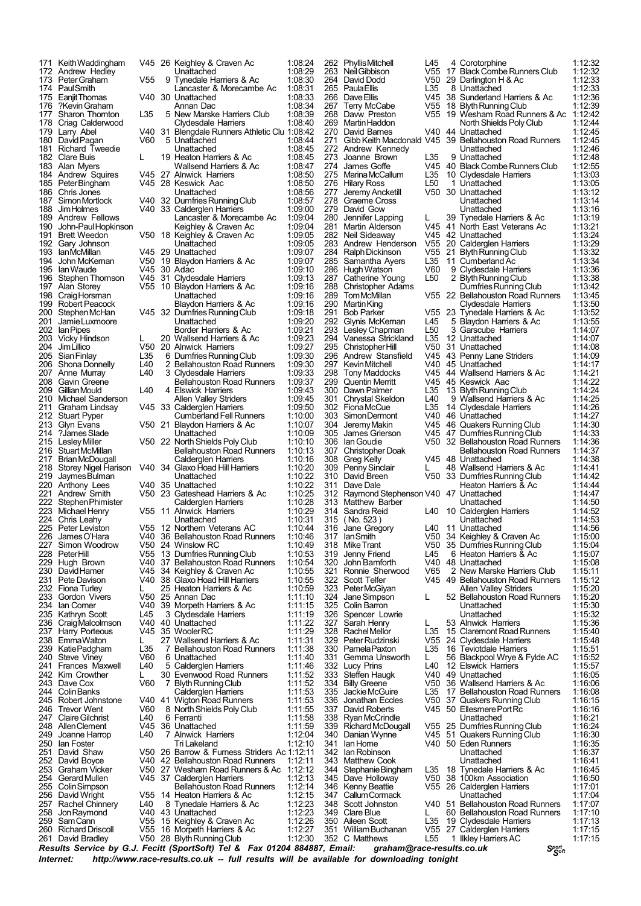| Pos | Name | Cat | Cat Pos | Club | Time |
|---|---|---|---|---|---|
| 171 | Keith Waddingham | V45 | 26 | Keighley & Craven Ac | 1:08:24 |
| 172 | Andrew Hedley | | | Unattached | 1:08:29 |
| 173 | Peter Graham | V55 | 9 | Tynedale Harriers & Ac | 1:08:30 |
| 174 | Paul Smith | | | Lancaster & Morecambe Ac | 1:08:31 |
| 175 | Eanjit Thomas | V40 | 30 | Unattached | 1:08:33 |
| 176 | ?Kevin Graham | | | Annan Dac | 1:08:34 |
| 177 | Sharon Thornton | L35 | 5 | New Marske Harriers Club | 1:08:39 |
| 178 | Criag Calderwood | | | Clydesdale Harriers | 1:08:40 |
| 179 | Larry Abel | V40 | 31 | Blengdale Runners Athletic Clu | 1:08:42 |
| 180 | David Pagan | V60 | 5 | Unattached | 1:08:44 |
| 181 | Richard Tweedie | | | Unattached | 1:08:45 |
| 182 | Clare Buis | L | 19 | Heaton Harriers & Ac | 1:08:45 |
| 183 | Alan Myers | | | Wallsend Harriers & Ac | 1:08:47 |
| 184 | Andrew Squires | V45 | 27 | Alnwick Harriers | 1:08:50 |
| 185 | Peter Bingham | V45 | 28 | Keswick Aac | 1:08:50 |
| 186 | Chris Jones | | | Unattached | 1:08:56 |
| 187 | Simon Mortlock | V40 | 32 | Dumfries Running Club | 1:08:57 |
| 188 | Jim Holmes | V40 | 33 | Calderglen Harriers | 1:09:00 |
| 189 | Andrew Fellows | | | Lancaster & Morecambe Ac | 1:09:04 |
| 190 | John-Paul Hopkinson | | | Keighley & Craven Ac | 1:09:04 |
| 191 | Brett Weedon | V50 | 18 | Keighley & Craven Ac | 1:09:05 |
| 192 | Gary Johnson | | | Unattached | 1:09:05 |
| 193 | Ian McMillan | V45 | 29 | Unattached | 1:09:07 |
| 194 | John McKernan | V50 | 19 | Blaydon Harriers & Ac | 1:09:07 |
| 195 | Ian Waude | V45 | 30 | Adac | 1:09:10 |
| 196 | Stephen Thomson | V45 | 31 | Clydesdale Harriers | 1:09:13 |
| 197 | Alan Storey | V55 | 10 | Blaydon Harriers & Ac | 1:09:16 |
| 198 | Craig Horsman | | | Unattached | 1:09:16 |
| 199 | Robert Peacock | | | Blaydon Harriers & Ac | 1:09:16 |
| 200 | Stephen McHan | V45 | 32 | Dumfries Running Club | 1:09:18 |
| 201 | Jamie Luxmoore | | | Unattached | 1:09:20 |
| 202 | Ian Pipes | | | Border Harriers & Ac | 1:09:21 |
| 203 | Vicky Hindson | L | 20 | Wallsend Harriers & Ac | 1:09:23 |
| 204 | Jim Lillico | V50 | 20 | Alnwick Harriers | 1:09:27 |
| 205 | Sian Finlay | L35 | 6 | Dumfries Running Club | 1:09:30 |
| 206 | Shona Donnelly | L40 | 2 | Bellahouston Road Runners | 1:09:30 |
| 207 | Anne Murray | L40 | 3 | Clydesdale Harriers | 1:09:33 |
| 208 | Gavin Greene | | | Bellahouston Road Runners | 1:09:37 |
| 209 | Gillian Mould | L40 | 4 | Elswick Harriers | 1:09:43 |
| 210 | Michael Sanderson | | | Allen Valley Striders | 1:09:45 |
| 211 | Graham Lindsay | V45 | 33 | Calderglen Harriers | 1:09:50 |
| 212 | Stuart Pyper | | | Cumberland Fell Runners | 1:10:00 |
| 213 | Glyn Evans | V50 | 21 | Blaydon Harriers & Ac | 1:10:07 |
| 214 | ?James Slade | | | Unattached | 1:10:09 |
| 215 | Lesley Miller | V50 | 22 | North Shields Poly Club | 1:10:10 |
| 216 | Stuart McMillan | | | Bellahouston Road Runners | 1:10:13 |
| 217 | Brian McDougall | | | Calderglen Harriers | 1:10:16 |
| 218 | Storey Nigel Harison | V40 | 34 | Glaxo Hoad Hill Harriers | 1:10:20 |
| 219 | Jaymes Bulman | | | Unattached | 1:10:22 |
| 220 | Anthony Lees | V40 | 35 | Unattached | 1:10:22 |
| 221 | Andrew Smith | V50 | 23 | Gateshead Harriers & Ac | 1:10:25 |
| 222 | Stephen Phimister | | | Calderglen Harriers | 1:10:28 |
| 223 | Michael Henry | V55 | 11 | Alnwick Harriers | 1:10:29 |
| 224 | Chris Leahy | | | Unattached | 1:10:31 |
| 225 | Peter Leviston | V55 | 12 | Northern Veterans AC | 1:10:44 |
| 226 | James O'Hara | V40 | 36 | Bellahouston Road Runners | 1:10:46 |
| 227 | Simon Woodrow | V50 | 24 | Winslow RC | 1:10:49 |
| 228 | Peter Hill | V55 | 13 | Dumfries Running Club | 1:10:53 |
| 229 | Hugh Brown | V40 | 37 | Bellahouston Road Runners | 1:10:54 |
| 230 | David Hamer | V45 | 34 | Keighley & Craven Ac | 1:10:55 |
| 231 | Pete Davison | V40 | 38 | Glaxo Hoad Hill Harriers | 1:10:55 |
| 232 | Fiona Turley | L | 25 | Heaton Harriers & Ac | 1:10:59 |
| 233 | Gordon Vivers | V50 | 25 | Annan Dac | 1:11:10 |
| 234 | Ian Corner | V40 | 39 | Morpeth Harriers & Ac | 1:11:15 |
| 235 | Kathryn Scott | L45 | 3 | Clydesdale Harriers | 1:11:19 |
| 236 | Craig Malcolmson | V40 | 40 | Unattached | 1:11:22 |
| 237 | Harry Porteous | V45 | 35 | Wooler RC | 1:11:29 |
| 238 | Emma Walton | L | 27 | Wallsend Harriers & Ac | 1:11:31 |
| 239 | Katie Padgham | L35 | 7 | Bellahouston Road Runners | 1:11:38 |
| 240 | Steve Viney | V60 | 6 | Unattached | 1:11:40 |
| 241 | Frances Maxwell | L40 | 5 | Calderglen Harriers | 1:11:46 |
| 242 | Kim Crowther | L | 30 | Evenwood Road Runners | 1:11:52 |
| 243 | Dave Cox | V60 | 7 | Blyth Running Club | 1:11:52 |
| 244 | Colin Banks | | | Calderglen Harriers | 1:11:53 |
| 245 | Robert Johnstone | V40 | 41 | Wigton Road Runners | 1:11:53 |
| 246 | Trevor Went | V60 | 8 | North Shields Poly Club | 1:11:55 |
| 247 | Claire Gilchrist | L40 | 6 | Ferranti | 1:11:58 |
| 248 | Allen Clement | V45 | 36 | Unattached | 1:11:59 |
| 249 | Joanne Harrop | L40 | 7 | Alnwick Harriers | 1:12:04 |
| 250 | Ian Foster | | | Tri Lakeland | 1:12:10 |
| 251 | David Shaw | V50 | 26 | Barrow & Furness Striders Ac | 1:12:11 |
| 252 | David Boyce | V40 | 42 | Bellahouston Road Runners | 1:12:11 |
| 253 | Graham Vicker | V50 | 27 | Wesham Road Runners & Ac | 1:12:12 |
| 254 | Gerard Mullen | V45 | 37 | Calderglen Harriers | 1:12:13 |
| 255 | Colin Simpson | | | Bellahouston Road Runners | 1:12:14 |
| 256 | David Wright | V55 | 14 | Heaton Harriers & Ac | 1:12:15 |
| 257 | Rachel Chinnery | L40 | 8 | Tynedale Harriers & Ac | 1:12:23 |
| 258 | Jon Raymond | V40 | 43 | Unattached | 1:12:23 |
| 259 | Sam Cann | V55 | 15 | Keighley & Craven Ac | 1:12:26 |
| 260 | Richard Driscoll | V55 | 16 | Morpeth Harriers & Ac | 1:12:27 |
| 261 | David Bradley | V50 | 28 | Blyth Running Club | 1:12:30 |
| 262 | Phyllis Mitchell | L45 | 4 | Corotorphine | 1:12:32 |
| 263 | Neil Gibbison | V55 | 17 | Black Combe Runners Club | 1:12:32 |
| 264 | David Dodd | V50 | 29 | Darlington H & Ac | 1:12:33 |
| 265 | Paula Ellis | L35 | 8 | Unattached | 1:12:33 |
| 266 | Dave Ellis | V45 | 38 | Sunderland Harriers & Ac | 1:12:36 |
| 267 | Terry McCabe | V55 | 18 | Blyth Running Club | 1:12:39 |
| 268 | Davw Preston | V55 | 19 | Wesham Road Runners & Ac | 1:12:42 |
| 269 | Martin Haddon | | | North Shields Poly Club | 1:12:44 |
| 270 | David Barnes | V40 | 44 | Unattached | 1:12:45 |
| 271 | Gibb Keith Macdonald | V45 | 39 | Bellahouston Road Runners | 1:12:45 |
| 272 | Andrew Kennedy | | | Unattached | 1:12:46 |
| 273 | Joanne Brown | L35 | 9 | Unattached | 1:12:48 |
| 274 | James Goffe | V45 | 40 | Black Combe Runners Club | 1:12:55 |
| 275 | Marina McCallum | L35 | 10 | Clydesdale Harriers | 1:13:03 |
| 276 | Hilary Ross | L50 | 1 | Unattached | 1:13:05 |
| 277 | Jeremy Ancketill | V50 | 30 | Unattached | 1:13:12 |
| 278 | Graeme Cross | | | Unattached | 1:13:14 |
| 279 | David Gow | | | Unattached | 1:13:16 |
| 280 | Jennifer Lapping | L | 39 | Tynedale Harriers & Ac | 1:13:19 |
| 281 | Martin Alderson | V45 | 41 | North East Veterans Ac | 1:13:21 |
| 282 | Neil Sideaway | V45 | 42 | Unattached | 1:13:24 |
| 283 | Andrew Henderson | V55 | 20 | Calderglen Harriers | 1:13:29 |
| 284 | Ralph Dickinson | V55 | 21 | Blyth Running Club | 1:13:32 |
| 285 | Samantha Ayers | L35 | 11 | Cumberland Ac | 1:13:34 |
| 286 | Hugh Watson | V60 | 9 | Clydesdale Harriers | 1:13:36 |
| 287 | Catherine Young | L50 | 2 | Blyth Running Club | 1:13:38 |
| 288 | Christopher Adams | | | Dumfries Running Club | 1:13:42 |
| 289 | Tom McMillan | V55 | 22 | Bellahouston Road Runners | 1:13:45 |
| 290 | Martin King | | | Clydesdale Harriers | 1:13:50 |
| 291 | Bob Parker | V55 | 23 | Tynedale Harriers & Ac | 1:13:52 |
| 292 | Glynis McKernan | L45 | 5 | Blaydon Harriers & Ac | 1:13:55 |
| 293 | Lesley Chapman | L50 | 3 | Garscube Harriers | 1:14:07 |
| 294 | Vanessa Strickland | L35 | 12 | Unattached | 1:14:07 |
| 295 | Christopher Hill | V50 | 31 | Unattached | 1:14:08 |
| 296 | Andrew Stansfield | V45 | 43 | Penny Lane Striders | 1:14:09 |
| 297 | Kevin Mitchell | V40 | 45 | Unattached | 1:14:17 |
| 298 | Tony Maddocks | V45 | 44 | Wallsend Harriers & Ac | 1:14:21 |
| 299 | Quentin Merritt | V45 | 45 | Keswick Aac | 1:14:22 |
| 300 | Dawn Palmer | L35 | 13 | Blyth Running Club | 1:14:24 |
| 301 | Chrystal Skeldon | L40 | 9 | Wallsend Harriers & Ac | 1:14:25 |
| 302 | Fiona McCue | L35 | 14 | Clydesdale Harriers | 1:14:26 |
| 303 | Simon Dermont | V40 | 46 | Unattached | 1:14:27 |
| 304 | Jeremy Makin | V45 | 46 | Quakers Running Club | 1:14:30 |
| 305 | James Grierson | V45 | 47 | Dumfries Running Club | 1:14:33 |
| 306 | Ian Goudie | V50 | 32 | Bellahouston Road Runners | 1:14:36 |
| 307 | Christopher Doak | | | Bellahouston Road Runners | 1:14:37 |
| 308 | Greg Kelly | V45 | 48 | Unattached | 1:14:38 |
| 309 | Penny Sinclair | L | 48 | Wallsend Harriers & Ac | 1:14:41 |
| 310 | David Breen | V50 | 33 | Dumfries Running Club | 1:14:42 |
| 311 | Dave Dale | | | Heaton Harriers & Ac | 1:14:44 |
| 312 | Raymond Stephenson | V40 | 47 | Unattached | 1:14:47 |
| 313 | Matthew Barber | | | Unattached | 1:14:50 |
| 314 | Sandra Reid | L40 | 10 | Calderglen Harriers | 1:14:52 |
| 315 | ( No. 523 ) | | | Unattached | 1:14:53 |
| 316 | Jane Gregory | L40 | 11 | Unattached | 1:14:56 |
| 317 | Ian Smith | V50 | 34 | Keighley & Craven Ac | 1:15:00 |
| 318 | Mike Trant | V50 | 35 | Dumfries Running Club | 1:15:04 |
| 319 | Jenny Friend | L45 | 6 | Heaton Harriers & Ac | 1:15:07 |
| 320 | John Bamforth | V40 | 48 | Unattached | 1:15:08 |
| 321 | Ronnie Sherwood | V65 | 2 | New Marske Harriers Club | 1:15:11 |
| 322 | Scott Telfer | V45 | 49 | Bellahouston Road Runners | 1:15:12 |
| 323 | Peter McGiyan | | | Allen Valley Striders | 1:15:20 |
| 324 | Jane Simpson | L | 52 | Bellahouston Road Runners | 1:15:20 |
| 325 | Colin Barron | | | Unattached | 1:15:30 |
| 326 | Spencer Lowrie | | | Unattached | 1:15:32 |
| 327 | Sarah Henry | L | 53 | Alnwick Harriers | 1:15:36 |
| 328 | Rachel Mellor | L35 | 15 | Claremont Road Runners | 1:15:40 |
| 329 | Peter Rudzinski | V55 | 24 | Clydesdale Harriers | 1:15:48 |
| 330 | Pamela Paxton | L35 | 16 | Teviotdale Harriers | 1:15:51 |
| 331 | Gemma Unsworth | L | 56 | Blackpool Wyre & Fylde AC | 1:15:52 |
| 332 | Lucy Prins | L40 | 12 | Elswick Harriers | 1:15:57 |
| 333 | Steffen Haugk | V40 | 49 | Unattached | 1:16:05 |
| 334 | Billy Greene | V50 | 36 | Wallsend Harriers & Ac | 1:16:06 |
| 335 | Jackie McGuire | L35 | 17 | Bellahouston Road Runners | 1:16:08 |
| 336 | Jonathan Eccles | V50 | 37 | Quakers Running Club | 1:16:15 |
| 337 | David Roberts | V45 | 50 | Ellesmere Port Rc | 1:16:16 |
| 338 | Ryan McCrindle | | | Unattached | 1:16:21 |
| 339 | Richard McDougall | V55 | 25 | Dumfries Running Club | 1:16:24 |
| 340 | Danian Wynne | V45 | 51 | Quakers Running Club | 1:16:30 |
| 341 | Ian Horne | V40 | 50 | Eden Runners | 1:16:35 |
| 342 | Ian Robinson | | | Unattached | 1:16:37 |
| 343 | Matthew Cook | | | Unattached | 1:16:41 |
| 344 | Stephanie Bingham | L35 | 18 | Tynedale Harriers & Ac | 1:16:45 |
| 345 | Dave Holloway | V50 | 38 | 100km Association | 1:16:50 |
| 346 | Kenny Beattie | V55 | 26 | Calderglen Harriers | 1:17:01 |
| 347 | Callum Cormack | | | Unattached | 1:17:04 |
| 348 | Scott Johnston | V40 | 51 | Bellahouston Road Runners | 1:17:07 |
| 349 | Clare Blue | L | 60 | Bellahouston Road Runners | 1:17:10 |
| 350 | Aileen Scott | L35 | 19 | Clydesdale Harriers | 1:17:13 |
| 351 | William Buchanan | V55 | 27 | Calderglen Harriers | 1:17:15 |
| 352 | C Matthews | L55 | 1 | Ilkley Harriers AC | 1:17:15 |

***Results Service by G.J. Fecitt (SportSoft) Tel & Fax 01204 884887, Email: graham@race-results.co.uk***

***Internet: http://www.race-results.co.uk -- full results will be available for downloading tonight***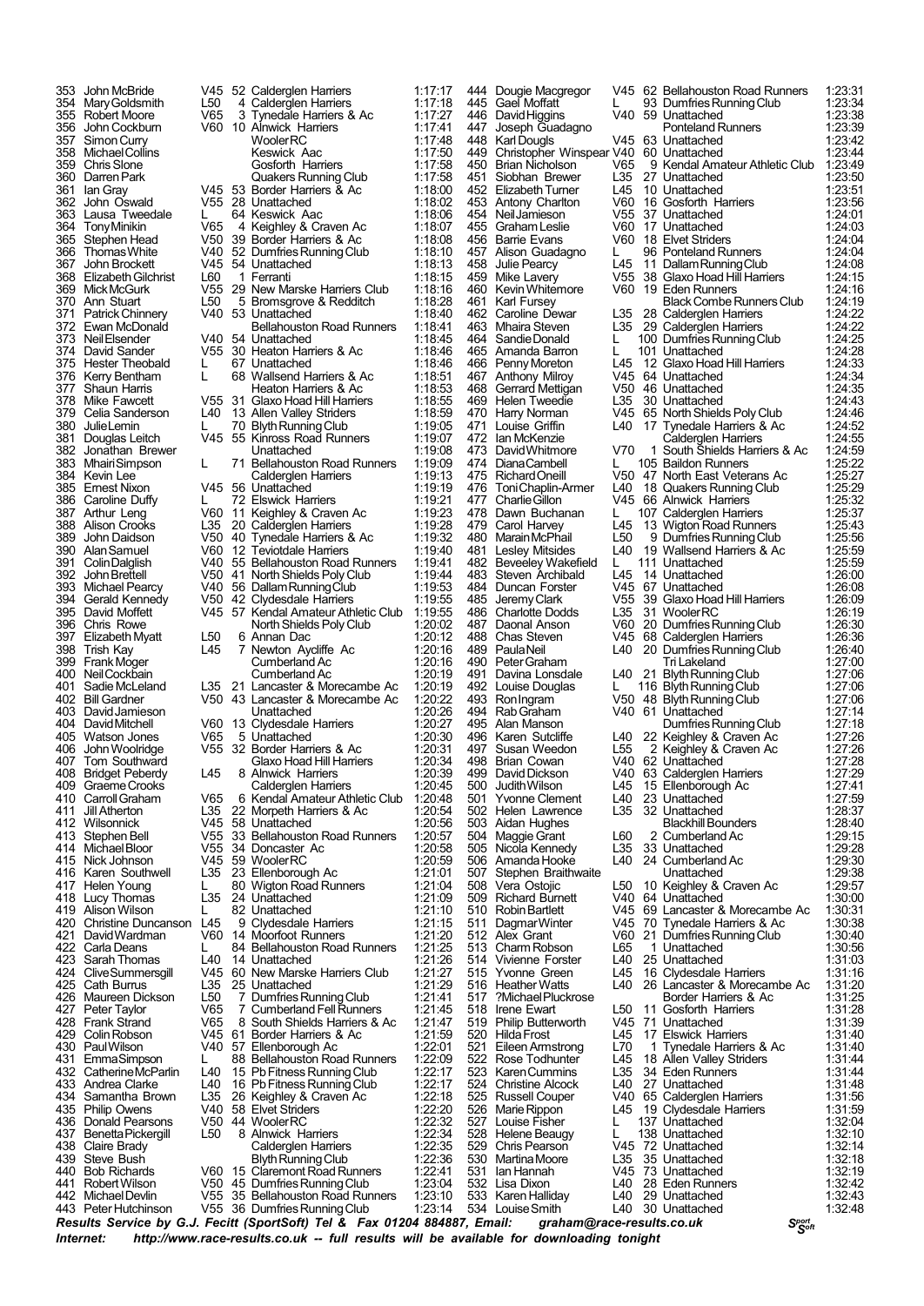| Pos | Name | Cat | Cat Pos | Club | Time |
|---|---|---|---|---|---|
| 353 | John McBride | V45 | 52 | Caldergien Harriers | 1:17:17 |
| 354 | Mary Goldsmith | L50 | 4 | Caldergien Harriers | 1:17:18 |
| 355 | Robert Moore | V65 | 3 | Tynedale Harriers & Ac | 1:17:27 |
| 356 | John Cockburn | V60 | 10 | Alnwick Harriers | 1:17:41 |
| 357 | Simon Curry | | | Wooler RC | 1:17:48 |
| 358 | Michael Collins | | | Keswick Aac | 1:17:50 |
| 359 | Chris Slone | | | Gosforth Harriers | 1:17:58 |
| 360 | Darren Park | | | Quakers Running Club | 1:17:58 |
| 361 | Ian Gray | V45 | 53 | Border Harriers & Ac | 1:18:00 |
| 362 | John Oswald | V55 | 28 | Unattached | 1:18:02 |
| 363 | Lausa Tweedale | L | 64 | Keswick Aac | 1:18:06 |
| 364 | Tony Minikin | V65 | 4 | Keighley & Craven Ac | 1:18:07 |
| 365 | Stephen Head | V50 | 39 | Border Harriers & Ac | 1:18:08 |
| 366 | Thomas White | V40 | 52 | Dumfries Running Club | 1:18:10 |
| 367 | John Brockett | V45 | 54 | Unattached | 1:18:13 |
| 368 | Elizabeth Gilchrist | L60 | 1 | Ferranti | 1:18:15 |
| 369 | Mick McGurk | V55 | 29 | New Marske Harriers Club | 1:18:16 |
| 370 | Ann Stuart | L50 | 5 | Bromsgrove & Redditch | 1:18:28 |
| 371 | Patrick Chinnery | V40 | 53 | Unattached | 1:18:40 |
| 372 | Ewan McDonald | | | Bellahouston Road Runners | 1:18:41 |
| 373 | Neil Elsender | V40 | 54 | Unattached | 1:18:45 |
| 374 | David Sander | V55 | 30 | Heaton Harriers & Ac | 1:18:46 |
| 375 | Hester Theobald | L | 67 | Unattached | 1:18:46 |
| 376 | Kerry Bentham | L | 68 | Wallsend Harriers & Ac | 1:18:51 |
| 377 | Shaun Harris | | | Heaton Harriers & Ac | 1:18:53 |
| 378 | Mike Fawcett | V55 | 31 | Glaxo Hoad Hill Harriers | 1:18:55 |
| 379 | Celia Sanderson | L40 | 13 | Allen Valley Striders | 1:18:59 |
| 380 | Julie Lemin | L | 70 | Blyth Running Club | 1:19:05 |
| 381 | Douglas Leitch | V45 | 55 | Kinross Road Runners | 1:19:07 |
| 382 | Jonathan Brewer | | | Unattached | 1:19:08 |
| 383 | Mhairi Simpson | L | 71 | Bellahouston Road Runners | 1:19:09 |
| 384 | Kevin Lee | | | Calderglen Harriers | 1:19:13 |
| 385 | Ernest Nixon | V45 | 56 | Unattached | 1:19:19 |
| 386 | Caroline Duffy | L | 72 | Elswick Harriers | 1:19:21 |
| 387 | Arthur Leng | V60 | 11 | Keighley & Craven Ac | 1:19:23 |
| 388 | Alison Crooks | L35 | 20 | Calderglen Harriers | 1:19:28 |
| 389 | John Daidson | V50 | 40 | Tynedale Harriers & Ac | 1:19:32 |
| 390 | Alan Samuel | V60 | 12 | Teviotdale Harriers | 1:19:40 |
| 391 | Colin Dalglish | V40 | 55 | Bellahouston Road Runners | 1:19:41 |
| 392 | John Brettell | V50 | 41 | North Shields Poly Club | 1:19:44 |
| 393 | Michael Pearcy | V40 | 56 | Dallam Running Club | 1:19:53 |
| 394 | Gerald Kennedy | V50 | 42 | Clydesdale Harriers | 1:19:55 |
| 395 | David Moffett | V45 | 57 | Kendal Amateur Athletic Club | 1:19:55 |
| 396 | Chris Rowe | | | North Shields Poly Club | 1:20:02 |
| 397 | Elizabeth Myatt | L50 | 6 | Annan Dac | 1:20:12 |
| 398 | Trish Kay | L45 | 7 | Newton Aycliffe Ac | 1:20:16 |
| 399 | Frank Moger | | | Cumberland Ac | 1:20:16 |
| 400 | Neil Cockbain | | | Cumberland Ac | 1:20:19 |
| 401 | Sadie McLeland | L35 | 21 | Lancaster & Morecambe Ac | 1:20:19 |
| 402 | Bill Gardner | V50 | 43 | Lancaster & Morecambe Ac | 1:20:22 |
| 403 | David Jamieson | | | Unattached | 1:20:26 |
| 404 | David Mitchell | V60 | 13 | Clydesdale Harriers | 1:20:27 |
| 405 | Watson Jones | V65 | 5 | Unattached | 1:20:30 |
| 406 | John Woolridge | V55 | 32 | Border Harriers & Ac | 1:20:31 |
| 407 | Tom Southward | | | Glaxo Hoad Hill Harriers | 1:20:34 |
| 408 | Bridget Peberdy | L45 | 8 | Alnwick Harriers | 1:20:39 |
| 409 | Graeme Crooks | | | Calderglen Harriers | 1:20:45 |
| 410 | Carroll Graham | V65 | 6 | Kendal Amateur Athletic Club | 1:20:48 |
| 411 | Jill Atherton | L35 | 22 | Morpeth Harriers & Ac | 1:20:54 |
| 412 | Wilsonnick | V45 | 58 | Unattached | 1:20:56 |
| 413 | Stephen Bell | V55 | 33 | Bellahouston Road Runners | 1:20:57 |
| 414 | Michael Bloor | V55 | 34 | Doncaster Ac | 1:20:58 |
| 415 | Nick Johnson | V45 | 59 | Wooler RC | 1:20:59 |
| 416 | Karen Southwell | L35 | 23 | Ellenborough Ac | 1:21:01 |
| 417 | Helen Young | L | 80 | Wigton Road Runners | 1:21:04 |
| 418 | Lucy Thomas | L35 | 24 | Unattached | 1:21:09 |
| 419 | Alison Wilson | L | 82 | Unattached | 1:21:10 |
| 420 | Christine Duncanson | L45 | 9 | Clydesdale Harriers | 1:21:15 |
| 421 | David Wardman | V60 | 14 | Moorfoot Runners | 1:21:20 |
| 422 | Carla Deans | L | 84 | Bellahouston Road Runners | 1:21:25 |
| 423 | Sarah Thomas | L40 | 14 | Unattached | 1:21:26 |
| 424 | Clive Summersgill | V45 | 60 | New Marske Harriers Club | 1:21:27 |
| 425 | Cath Burrus | L35 | 25 | Unattached | 1:21:29 |
| 426 | Maureen Dickson | L50 | 7 | Dumfries Running Club | 1:21:41 |
| 427 | Peter Taylor | V65 | 7 | Cumberland Fell Runners | 1:21:45 |
| 428 | Frank Strand | V65 | 8 | South Shields Harriers & Ac | 1:21:47 |
| 429 | Colin Robson | V45 | 61 | Border Harriers & Ac | 1:21:59 |
| 430 | Paul Wilson | V40 | 57 | Ellenborough Ac | 1:22:01 |
| 431 | Emma Simpson | L | 88 | Bellahouston Road Runners | 1:22:09 |
| 432 | Catherine McParlin | L40 | 15 | Pb Fitness Running Club | 1:22:17 |
| 433 | Andrea Clarke | L40 | 16 | Pb Fitness Running Club | 1:22:17 |
| 434 | Samantha Brown | L35 | 26 | Keighley & Craven Ac | 1:22:18 |
| 435 | Philip Owens | V40 | 58 | Elvet Striders | 1:22:20 |
| 436 | Donald Pearsons | V50 | 44 | Wooler RC | 1:22:32 |
| 437 | Benetta Pickergill | L50 | 8 | Alnwick Harriers | 1:22:34 |
| 438 | Claire Brady | | | Calderglen Harriers | 1:22:35 |
| 439 | Steve Bush | | | Blyth Running Club | 1:22:36 |
| 440 | Bob Richards | V60 | 15 | Claremont Road Runners | 1:22:41 |
| 441 | Robert Wilson | V50 | 45 | Dumfries Running Club | 1:23:04 |
| 442 | Michael Devlin | V55 | 35 | Bellahouston Road Runners | 1:23:10 |
| 443 | Peter Hutchinson | V55 | 36 | Dumfries Running Club | 1:23:14 |
| 444 | Dougie Macgregor | V45 | 62 | Bellahouston Road Runners | 1:23:31 |
| 445 | Gael Moffatt | L | 93 | Dumfries Running Club | 1:23:34 |
| 446 | David Higgins | V40 | 59 | Unattached | 1:23:38 |
| 447 | Joseph Guadagno | | | Ponteland Runners | 1:23:39 |
| 448 | Karl Dougls | V45 | 63 | Unattached | 1:23:42 |
| 449 | Christopher Winspear | V40 | 60 | Unattached | 1:23:44 |
| 450 | Brian Nicholson | V65 | 9 | Kendal Amateur Athletic Club | 1:23:49 |
| 451 | Siobhan Brewer | L35 | 27 | Unattached | 1:23:50 |
| 452 | Elizabeth Turner | L45 | 10 | Unattached | 1:23:51 |
| 453 | Antony Charlton | V60 | 16 | Gosforth Harriers | 1:23:56 |
| 454 | Neil Jamieson | V55 | 37 | Unattached | 1:24:01 |
| 455 | Graham Leslie | V60 | 17 | Unattached | 1:24:03 |
| 456 | Barrie Evans | V60 | 18 | Elvet Striders | 1:24:04 |
| 457 | Alison Guadagno | L | 96 | Ponteland Runners | 1:24:04 |
| 458 | Julie Pearcy | L45 | 11 | Dallam Running Club | 1:24:08 |
| 459 | Mike Lavery | V55 | 38 | Glaxo Hoad Hill Harriers | 1:24:15 |
| 460 | Kevin Whitemore | V60 | 19 | Eden Runners | 1:24:16 |
| 461 | Karl Fursey | | | Black Combe Runners Club | 1:24:19 |
| 462 | Caroline Dewar | L35 | 28 | Calderglen Harriers | 1:24:22 |
| 463 | Mhaira Steven | L35 | 29 | Calderglen Harriers | 1:24:22 |
| 464 | Sandie Donald | L | 100 | Dumfries Running Club | 1:24:25 |
| 465 | Amanda Barron | L | 101 | Unattached | 1:24:28 |
| 466 | Penny Moreton | L45 | 12 | Glaxo Hoad Hill Harriers | 1:24:33 |
| 467 | Anthony Milroy | V45 | 64 | Unattached | 1:24:34 |
| 468 | Gerrard Mettigan | V50 | 46 | Unattached | 1:24:35 |
| 469 | Helen Tweedie | L35 | 30 | Unattached | 1:24:43 |
| 470 | Harry Norman | V45 | 65 | North Shields Poly Club | 1:24:46 |
| 471 | Louise Griffin | L40 | 17 | Tynedale Harriers & Ac | 1:24:52 |
| 472 | Ian McKenzie | | | Calderglen Harriers | 1:24:55 |
| 473 | David Whitmore | V70 | 1 | South Shields Harriers & Ac | 1:24:59 |
| 474 | Diana Cambell | L | 105 | Baildon Runners | 1:25:22 |
| 475 | Richard Oneill | V50 | 47 | North East Veterans Ac | 1:25:27 |
| 476 | Toni Chaplin-Armer | L40 | 18 | Quakers Running Club | 1:25:29 |
| 477 | Charlie Gillon | V45 | 66 | Alnwick Harriers | 1:25:32 |
| 478 | Dawn Buchanan | L | 107 | Calderglen Harriers | 1:25:37 |
| 479 | Carol Harvey | L45 | 13 | Wigton Road Runners | 1:25:43 |
| 480 | Marain McPhail | L50 | 9 | Dumfries Running Club | 1:25:56 |
| 481 | Lesley Mitsides | L40 | 19 | Wallsend Harriers & Ac | 1:25:59 |
| 482 | Beveeley Wakefield | L | 111 | Unattached | 1:25:59 |
| 483 | Steven Archibald | L45 | 14 | Unattached | 1:26:00 |
| 484 | Duncan Forster | V45 | 67 | Unattached | 1:26:08 |
| 485 | Jeremy Clark | V55 | 39 | Glaxo Hoad Hill Harriers | 1:26:09 |
| 486 | Charlotte Dodds | L35 | 31 | Wooler RC | 1:26:19 |
| 487 | Daonal Anson | V60 | 20 | Dumfries Running Club | 1:26:30 |
| 488 | Chas Steven | V45 | 68 | Calderglen Harriers | 1:26:36 |
| 489 | Paula Neil | L40 | 20 | Dumfries Running Club | 1:26:40 |
| 490 | Peter Graham | | | Tri Lakeland | 1:27:00 |
| 491 | Davina Lonsdale | L40 | 21 | Blyth Running Club | 1:27:06 |
| 492 | Louise Douglas | L | 116 | Blyth Running Club | 1:27:06 |
| 493 | Ron Ingram | V50 | 48 | Blyth Running Club | 1:27:06 |
| 494 | Rab Graham | V40 | 61 | Unattached | 1:27:14 |
| 495 | Alan Manson | | | Dumfries Running Club | 1:27:18 |
| 496 | Karen Sutcliffe | L40 | 22 | Keighley & Craven Ac | 1:27:26 |
| 497 | Susan Weedon | L55 | 2 | Keighley & Craven Ac | 1:27:26 |
| 498 | Brian Cowan | V40 | 62 | Unattached | 1:27:28 |
| 499 | David Dickson | V40 | 63 | Calderglen Harriers | 1:27:29 |
| 500 | Judith Wilson | L45 | 15 | Ellenborough Ac | 1:27:41 |
| 501 | Yvonne Clement | L40 | 23 | Unattached | 1:27:59 |
| 502 | Helen Lawrence | L35 | 32 | Unattached | 1:28:37 |
| 503 | Aidan Hughes | | | Blackhill Bounders | 1:28:40 |
| 504 | Maggie Grant | L60 | 2 | Cumberland Ac | 1:29:15 |
| 505 | Nicola Kennedy | L35 | 33 | Unattached | 1:29:28 |
| 506 | Amanda Hooke | L40 | 24 | Cumberland Ac | 1:29:30 |
| 507 | Stephen Braithwaite | | | Unattached | 1:29:38 |
| 508 | Vera Ostojic | L50 | 10 | Keighley & Craven Ac | 1:29:57 |
| 509 | Richard Burnett | V40 | 64 | Unattached | 1:30:00 |
| 510 | Robin Bartlett | V45 | 69 | Lancaster & Morecambe Ac | 1:30:31 |
| 511 | Dagmar Winter | V45 | 70 | Tynedale Harriers & Ac | 1:30:38 |
| 512 | Alex Grant | V60 | 21 | Dumfries Running Club | 1:30:40 |
| 513 | Charm Robson | L65 | 1 | Unattached | 1:30:56 |
| 514 | Vivienne Forster | L40 | 25 | Unattached | 1:31:03 |
| 515 | Yvonne Green | L45 | 16 | Clydesdale Harriers | 1:31:16 |
| 516 | Heather Watts | L40 | 26 | Lancaster & Morecambe Ac | 1:31:20 |
| 517 | ?Michael Pluckrose | | | Border Harriers & Ac | 1:31:25 |
| 518 | Irene Ewart | L50 | 11 | Gosforth Harriers | 1:31:28 |
| 519 | Philip Butterworth | V45 | 71 | Unattached | 1:31:39 |
| 520 | Hilda Frost | L45 | 17 | Elswick Harriers | 1:31:40 |
| 521 | Eileen Armstrong | L70 | 1 | Tynedale Harriers & Ac | 1:31:40 |
| 522 | Rose Todhunter | L45 | 18 | Allen Valley Striders | 1:31:44 |
| 523 | Karen Cummins | L35 | 34 | Eden Runners | 1:31:44 |
| 524 | Christine Alcock | L40 | 27 | Unattached | 1:31:48 |
| 525 | Russell Couper | V40 | 65 | Calderglen Harriers | 1:31:56 |
| 526 | Marie Rippon | L45 | 19 | Clydesdale Harriers | 1:31:59 |
| 527 | Louise Fisher | L | 137 | Unattached | 1:32:04 |
| 528 | Helene Beaugy | L | 138 | Unattached | 1:32:10 |
| 529 | Chris Pearson | V45 | 72 | Unattached | 1:32:14 |
| 530 | Martina Moore | L35 | 35 | Unattached | 1:32:18 |
| 531 | Ian Hannah | V45 | 73 | Unattached | 1:32:19 |
| 532 | Lisa Dixon | L40 | 28 | Eden Runners | 1:32:42 |
| 533 | Karen Halliday | L40 | 29 | Unattached | 1:32:43 |
| 534 | Louise Smith | L40 | 30 | Unattached | 1:32:48 |

*Results Service by G.J. Fecitt (SportSoft) Tel & Fax 01204 884887, Email: graham@race-results.co.uk*

*Internet: http://www.race-results.co.uk -- full results will be available for downloading tonight*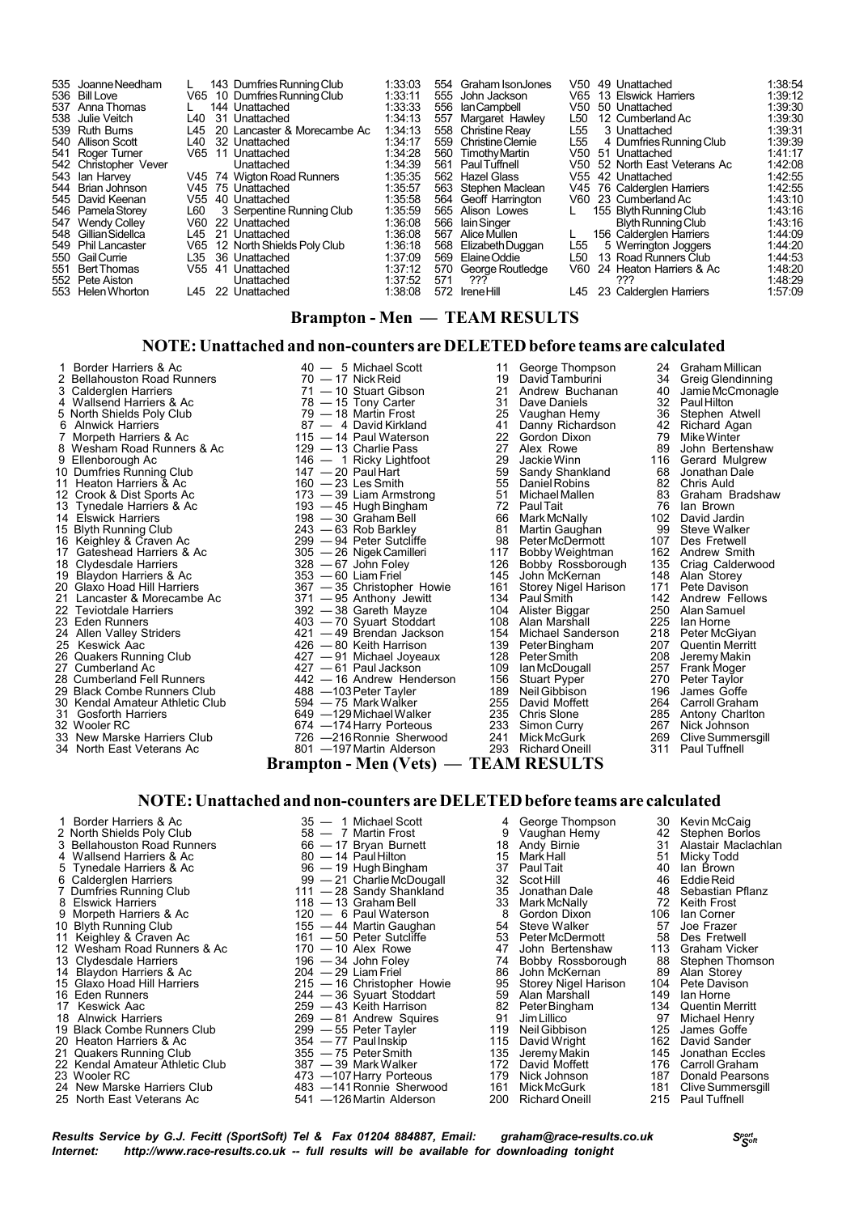| Pos | Name | Cat | | Club | Time |
|---|---|---|---|---|---|
| 535 | Joanne Needham | L | 143 | Dumfries Running Club | 1:33:03 |
| 536 | Bill Love | V65 | 10 | Dumfries Running Club | 1:33:11 |
| 537 | Anna Thomas | L | 144 | Unattached | 1:33:33 |
| 538 | Julie Veitch | L40 | 31 | Unattached | 1:34:13 |
| 539 | Ruth Burns | L45 | 20 | Lancaster & Morecambe Ac | 1:34:13 |
| 540 | Allison Scott | L40 | 32 | Unattached | 1:34:17 |
| 541 | Roger Turner | V65 | 11 | Unattached | 1:34:28 |
| 542 | Christopher Vever | | | Unattached | 1:34:39 |
| 543 | Ian Harvey | V45 | 74 | Wigton Road Runners | 1:35:35 |
| 544 | Brian Johnson | V45 | 75 | Unattached | 1:35:57 |
| 545 | David Keenan | V55 | 40 | Unattached | 1:35:58 |
| 546 | Pamela Storey | L60 | 3 | Serpentine Running Club | 1:35:59 |
| 547 | Wendy Colley | V60 | 22 | Unattached | 1:36:08 |
| 548 | Gillian Sidellca | L45 | 21 | Unattached | 1:36:08 |
| 549 | Phil Lancaster | V65 | 12 | North Shields Poly Club | 1:36:18 |
| 550 | Gail Currie | L35 | 36 | Unattached | 1:37:09 |
| 551 | Bert Thomas | V55 | 41 | Unattached | 1:37:12 |
| 552 | Pete Aiston | | | Unattached | 1:37:52 |
| 553 | Helen Whorton | L45 | 22 | Unattached | 1:38:08 |
| 554 | Graham IsonJones | V50 | 49 | Unattached | 1:38:54 |
| 555 | John Jackson | V65 | 13 | Elswick Harriers | 1:39:12 |
| 556 | Ian Campbell | V50 | 50 | Unattached | 1:39:30 |
| 557 | Margaret Hawley | L50 | 12 | Cumberland Ac | 1:39:30 |
| 558 | Christine Reay | L55 | 3 | Unattached | 1:39:31 |
| 559 | Christine Clemie | L55 | 4 | Dumfries Running Club | 1:39:39 |
| 560 | Timothy Martin | V50 | 51 | Unattached | 1:41:17 |
| 561 | Paul Tuffnell | V50 | 52 | North East Veterans Ac | 1:42:08 |
| 562 | Hazel Glass | V55 | 42 | Unattached | 1:42:55 |
| 563 | Stephen Maclean | V45 | 76 | Calderglen Harriers | 1:42:55 |
| 564 | Geoff Harrington | V60 | 23 | Cumberland Ac | 1:43:10 |
| 565 | Alison Lowes | L | 155 | Blyth Running Club | 1:43:16 |
| 566 | Iain Singer | | | Blyth Running Club | 1:43:16 |
| 567 | Alice Mullen | L | 156 | Calderglen Harriers | 1:44:09 |
| 568 | Elizabeth Duggan | L55 | 5 | Werrington Joggers | 1:44:20 |
| 569 | Elaine Oddie | L50 | 13 | Road Runners Club | 1:44:53 |
| 570 | George Routledge | V60 | 24 | Heaton Harriers & Ac | 1:48:20 |
| 571 | ??? | | | ??? | 1:48:29 |
| 572 | Irene Hill | L45 | 23 | Calderglen Harriers | 1:57:09 |

## Brampton - Men — TEAM RESULTS

### NOTE: Unattached and non-counters are DELETED before teams are calculated

| Pos | Team | Pts | | | | | | | |
|---|---|---|---|---|---|---|---|---|---|
| 1 | Border Harriers & Ac | 40 | 5 | Michael Scott | 11 | George Thompson | 24 | Graham Millican |
| 2 | Bellahouston Road Runners | 70 | 17 | Nick Reid | 19 | David Tamburini | 34 | Greig Glendinning |
| 3 | Calderglen Harriers | 71 | 10 | Stuart Gibson | 21 | Andrew Buchanan | 40 | Jamie McConagle |
| 4 | Wallsend Harriers & Ac | 78 | 15 | Tony Carter | 31 | Dave Daniels | 32 | Paul Hilton |
| 5 | North Shields Poly Club | 79 | 18 | Martin Frost | 25 | Vaughan Hemy | 36 | Stephen Atwell |
| 6 | Alnwick Harriers | 87 | 4 | David Kirkland | 41 | Danny Richardson | 42 | Richard Agan |
| 7 | Morpeth Harriers & Ac | 115 | 14 | Paul Waterson | 22 | Gordon Dixon | 79 | Mike Winter |
| 8 | Wesham Road Runners & Ac | 129 | 13 | Charlie Pass | 27 | Alex Rowe | 89 | John Bertenshaw |
| 9 | Ellenborough Ac | 146 | 1 | Ricky Lightfoot | 29 | Jackie Winn | 116 | Gerard Mulgrew |
| 10 | Dumfries Running Club | 147 | 20 | Paul Hart | 59 | Sandy Shankland | 68 | Jonathan Dale |
| 11 | Heaton Harriers & Ac | 160 | 23 | Les Smith | 55 | Daniel Robins | 82 | Chris Auld |
| 12 | Crook & Dist Sports Ac | 173 | 39 | Liam Armstrong | 51 | Michael Mallen | 83 | Graham Bradshaw |
| 13 | Tynedale Harriers & Ac | 193 | 45 | Hugh Bingham | 72 | Paul Tait | 76 | Ian Brown |
| 14 | Elswick Harriers | 198 | 30 | Graham Bell | 66 | Mark McNally | 102 | David Jardin |
| 15 | Blyth Running Club | 243 | 63 | Rob Barkley | 81 | Martin Gaughan | 99 | Steve Walker |
| 16 | Keighley & Craven Ac | 299 | 94 | Peter Sutcliffe | 98 | Peter McDermott | 107 | Des Fretwell |
| 17 | Gateshead Harriers & Ac | 305 | 26 | Nigek Camilleri | 117 | Bobby Weightman | 162 | Andrew Smith |
| 18 | Clydesdale Harriers | 328 | 67 | John Foley | 126 | Bobby Rossborough | 135 | Criag Calderwood |
| 19 | Blaydon Harriers & Ac | 353 | 60 | Liam Friel | 145 | John McKernan | 148 | Alan Storey |
| 20 | Glaxo Hoad Hill Harriers | 367 | 35 | Christopher Howie | 161 | Storey Nigel Harison | 171 | Pete Davison |
| 21 | Lancaster & Morecambe Ac | 371 | 95 | Anthony Jewitt | 134 | Paul Smith | 142 | Andrew Fellows |
| 22 | Teviotdale Harriers | 392 | 38 | Gareth Mayze | 104 | Alister Biggar | 250 | Alan Samuel |
| 23 | Eden Runners | 403 | 70 | Syuart Stoddart | 108 | Alan Marshall | 225 | Ian Horne |
| 24 | Allen Valley Striders | 421 | 49 | Brendan Jackson | 154 | Michael Sanderson | 218 | Peter McGiyan |
| 25 | Keswick Aac | 426 | 80 | Keith Harrison | 139 | Peter Bingham | 207 | Quentin Merritt |
| 26 | Quakers Running Club | 427 | 91 | Michael Joyeaux | 128 | Peter Smith | 208 | Jeremy Makin |
| 27 | Cumberland Ac | 427 | 61 | Paul Jackson | 109 | Ian McDougall | 257 | Frank Moger |
| 28 | Cumberland Fell Runners | 442 | 16 | Andrew Henderson | 156 | Stuart Pyper | 270 | Peter Taylor |
| 29 | Black Combe Runners Club | 488 | 103 | Peter Tayler | 189 | Neil Gibbison | 196 | James Goffe |
| 30 | Kendal Amateur Athletic Club | 594 | 75 | Mark Walker | 255 | David Moffett | 264 | Carroll Graham |
| 31 | Gosforth Harriers | 649 | 129 | Michael Walker | 235 | Chris Slone | 285 | Antony Charlton |
| 32 | Wooler RC | 674 | 174 | Harry Porteous | 233 | Simon Curry | 267 | Nick Johnson |
| 33 | New Marske Harriers Club | 726 | 216 | Ronnie Sherwood | 241 | Mick McGurk | 269 | Clive Summersgill |
| 34 | North East Veterans Ac | 801 | 197 | Martin Alderson | 293 | Richard Oneill | 311 | Paul Tuffnell |

## Brampton - Men (Vets) — TEAM RESULTS

### NOTE: Unattached and non-counters are DELETED before teams are calculated

| Pos | Team | Pts | | | | | | | |
|---|---|---|---|---|---|---|---|---|---|
| 1 | Border Harriers & Ac | 35 | 1 | Michael Scott | 4 | George Thompson | 30 | Kevin McCaig |
| 2 | North Shields Poly Club | 58 | 7 | Martin Frost | 9 | Vaughan Hemy | 42 | Stephen Borlos |
| 3 | Bellahouston Road Runners | 66 | 17 | Bryan Burnett | 18 | Andy Birnie | 31 | Alastair Maclachlan |
| 4 | Wallsend Harriers & Ac | 80 | 14 | Paul Hilton | 15 | Mark Hall | 51 | Micky Todd |
| 5 | Tynedale Harriers & Ac | 96 | 19 | Hugh Bingham | 37 | Paul Tait | 40 | Ian Brown |
| 6 | Calderglen Harriers | 99 | 21 | Charlie McDougall | 32 | Scot Hill | 46 | Eddie Reid |
| 7 | Dumfries Running Club | 111 | 28 | Sandy Shankland | 35 | Jonathan Dale | 48 | Sebastian Pflanz |
| 8 | Elswick Harriers | 118 | 13 | Graham Bell | 33 | Mark McNally | 72 | Keith Frost |
| 9 | Morpeth Harriers & Ac | 120 | 6 | Paul Waterson | 8 | Gordon Dixon | 106 | Ian Corner |
| 10 | Blyth Running Club | 155 | 44 | Martin Gaughan | 54 | Steve Walker | 57 | Joe Frazer |
| 11 | Keighley & Craven Ac | 161 | 50 | Peter Sutcliffe | 53 | Peter McDermott | 58 | Des Fretwell |
| 12 | Wesham Road Runners & Ac | 170 | 10 | Alex Rowe | 47 | John Bertenshaw | 113 | Graham Vicker |
| 13 | Clydesdale Harriers | 196 | 34 | John Foley | 74 | Bobby Rossborough | 88 | Stephen Thomson |
| 14 | Blaydon Harriers & Ac | 204 | 29 | Liam Friel | 86 | John McKernan | 89 | Alan Storey |
| 15 | Glaxo Hoad Hill Harriers | 215 | 16 | Christopher Howie | 95 | Storey Nigel Harison | 104 | Pete Davison |
| 16 | Eden Runners | 244 | 36 | Syuart Stoddart | 59 | Alan Marshall | 149 | Ian Horne |
| 17 | Keswick Aac | 259 | 43 | Keith Harrison | 82 | Peter Bingham | 134 | Quentin Merritt |
| 18 | Alnwick Harriers | 269 | 81 | Andrew Squires | 91 | Jim Lillico | 97 | Michael Henry |
| 19 | Black Combe Runners Club | 299 | 55 | Peter Tayler | 119 | Neil Gibbison | 125 | James Goffe |
| 20 | Heaton Harriers & Ac | 354 | 77 | Paul Inskip | 115 | David Wright | 162 | David Sander |
| 21 | Quakers Running Club | 355 | 75 | Peter Smith | 135 | Jeremy Makin | 145 | Jonathan Eccles |
| 22 | Kendal Amateur Athletic Club | 387 | 39 | Mark Walker | 172 | David Moffett | 176 | Carroll Graham |
| 23 | Wooler RC | 473 | 141 | Harry Porteous | 179 | Nick Johnson | 187 | Donald Pearsons |
| 24 | New Marske Harriers Club | 483 | 141 | Ronnie Sherwood | 161 | Mick McGurk | 181 | Clive Summersgill |
| 25 | North East Veterans Ac | 541 | 126 | Martin Alderson | 200 | Richard Oneill | 215 | Paul Tuffnell |

*Results Service by G.J. Fecitt (SportSoft) Tel & Fax 01204 884887, Email: graham@race-results.co.uk*
*Internet: http://www.race-results.co.uk -- full results will be available for downloading tonight*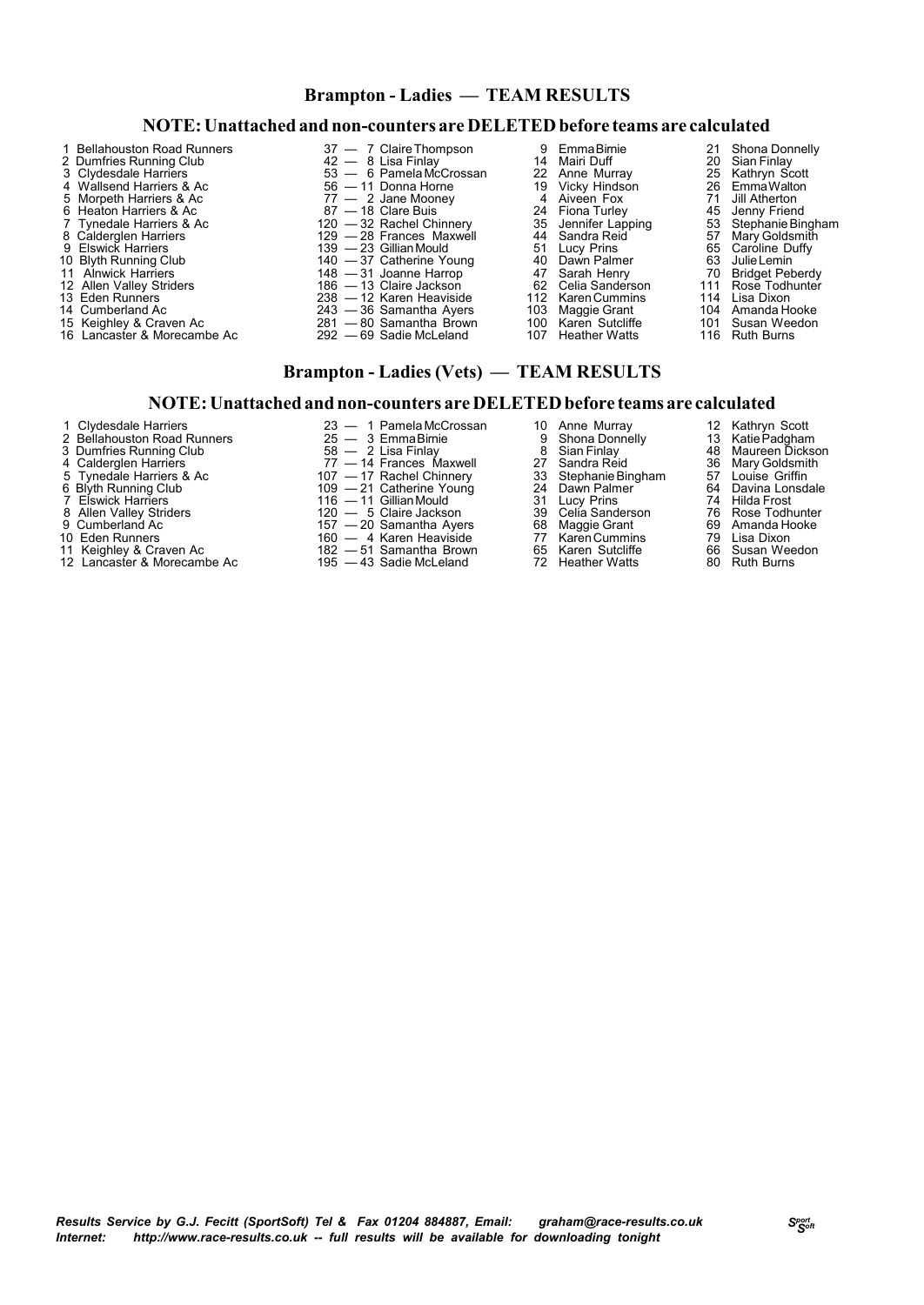## Brampton - Ladies — TEAM RESULTS

### NOTE: Unattached and non-counters are DELETED before teams are calculated

| | | | | | | | |
|---|---|---|---|---|---|---|---|
| 1 | Bellahouston Road Runners | 37 — 7 | Claire Thompson | 9 | Emma Birnie | 21 | Shona Donnelly |
| 2 | Dumfries Running Club | 42 — 8 | Lisa Finlay | 14 | Mairi Duff | 20 | Sian Finlay |
| 3 | Clydesdale Harriers | 53 — 6 | Pamela McCrossan | 22 | Anne Murray | 25 | Kathryn Scott |
| 4 | Wallsend Harriers & Ac | 56 — 11 | Donna Horne | 19 | Vicky Hindson | 26 | Emma Walton |
| 5 | Morpeth Harriers & Ac | 77 — 2 | Jane Mooney | 4 | Aiveen Fox | 71 | Jill Atherton |
| 6 | Heaton Harriers & Ac | 87 — 18 | Clare Buis | 24 | Fiona Turley | 45 | Jenny Friend |
| 7 | Tynedale Harriers & Ac | 120 — 32 | Rachel Chinnery | 35 | Jennifer Lapping | 53 | Stephanie Bingham |
| 8 | Calderglen Harriers | 129 — 28 | Frances Maxwell | 44 | Sandra Reid | 57 | Mary Goldsmith |
| 9 | Elswick Harriers | 139 — 23 | Gillian Mould | 51 | Lucy Prins | 65 | Caroline Duffy |
| 10 | Blyth Running Club | 140 — 37 | Catherine Young | 40 | Dawn Palmer | 63 | Julie Lemin |
| 11 | Alnwick Harriers | 148 — 31 | Joanne Harrop | 47 | Sarah Henry | 70 | Bridget Peberdy |
| 12 | Allen Valley Striders | 186 — 13 | Claire Jackson | 62 | Celia Sanderson | 111 | Rose Todhunter |
| 13 | Eden Runners | 238 — 12 | Karen Heaviside | 112 | Karen Cummins | 114 | Lisa Dixon |
| 14 | Cumberland Ac | 243 — 36 | Samantha Ayers | 103 | Maggie Grant | 104 | Amanda Hooke |
| 15 | Keighley & Craven Ac | 281 — 80 | Samantha Brown | 100 | Karen Sutcliffe | 101 | Susan Weedon |
| 16 | Lancaster & Morecambe Ac | 292 — 69 | Sadie McLeland | 107 | Heather Watts | 116 | Ruth Burns |

## Brampton - Ladies (Vets) — TEAM RESULTS

### NOTE: Unattached and non-counters are DELETED before teams are calculated

| | | | | | | | |
|---|---|---|---|---|---|---|---|
| 1 | Clydesdale Harriers | 23 — 1 | Pamela McCrossan | 10 | Anne Murray | 12 | Kathryn Scott |
| 2 | Bellahouston Road Runners | 25 — 3 | Emma Birnie | 9 | Shona Donnelly | 13 | Katie Padgham |
| 3 | Dumfries Running Club | 58 — 2 | Lisa Finlay | 8 | Sian Finlay | 48 | Maureen Dickson |
| 4 | Calderglen Harriers | 77 — 14 | Frances Maxwell | 27 | Sandra Reid | 36 | Mary Goldsmith |
| 5 | Tynedale Harriers & Ac | 107 — 17 | Rachel Chinnery | 33 | Stephanie Bingham | 57 | Louise Griffin |
| 6 | Blyth Running Club | 109 — 21 | Catherine Young | 24 | Dawn Palmer | 64 | Davina Lonsdale |
| 7 | Elswick Harriers | 116 — 11 | Gillian Mould | 31 | Lucy Prins | 74 | Hilda Frost |
| 8 | Allen Valley Striders | 120 — 5 | Claire Jackson | 39 | Celia Sanderson | 76 | Rose Todhunter |
| 9 | Cumberland Ac | 157 — 20 | Samantha Ayers | 68 | Maggie Grant | 69 | Amanda Hooke |
| 10 | Eden Runners | 160 — 4 | Karen Heaviside | 77 | Karen Cummins | 79 | Lisa Dixon |
| 11 | Keighley & Craven Ac | 182 — 51 | Samantha Brown | 65 | Karen Sutcliffe | 66 | Susan Weedon |
| 12 | Lancaster & Morecambe Ac | 195 — 43 | Sadie McLeland | 72 | Heather Watts | 80 | Ruth Burns |

*Results Service by G.J. Fecitt (SportSoft) Tel & Fax 01204 884887, Email: graham@race-results.co.uk*
*Internet: http://www.race-results.co.uk -- full results will be available for downloading tonight*